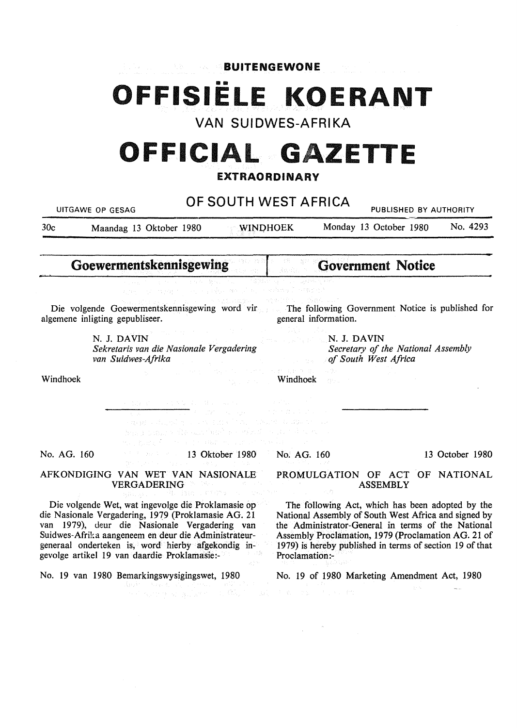**BUITENGEWONE**

# OFFISIËLE KOERANT

## VAN SUIDWES-AFRIKA

# OFFICIAL GAZETTE

**EXTRAORDINARY**

## OF SOUTH WEST AFRICA

UITGAWE OP GESAG — PUBLISHED BY AUTHORITY

30c — Maandag 13 Oktober 1980 — WINDHOEK — Monday 13 October 1980 — No. 4293

## Goewermentskennisgewing

Die volgende Goewermentskennisgewing word vir algemene inligting gepubliseer.

N. J. DAVIN
*Sekretaris van die Nasionale Vergadering van Suidwes-Afrika*

Windhoek

No. AG. 160 — 13 Oktober 1980

### AFKONDIGING VAN WET VAN NASIONALE VERGADERING

Die volgende Wet, wat ingevolge die Proklamasie op die Nasionale Vergadering, 1979 (Proklamasie AG. 21 van 1979), deur die Nasionale Vergadering van Suidwes-Afrika aangeneem en deur die Administrateur-generaal onderteken is, word hierby afgekondig ingevolge artikel 19 van daardie Proklamasie:-

No. 19 van 1980 Bemarkingswysigingswet, 1980

## Government Notice

The following Government Notice is published for general information.

N. J. DAVIN
*Secretary of the National Assembly of South West Africa*

Windhoek

No. AG. 160 — 13 October 1980

### PROMULGATION OF ACT OF NATIONAL ASSEMBLY

The following Act, which has been adopted by the National Assembly of South West Africa and signed by the Administrator-General in terms of the National Assembly Proclamation, 1979 (Proclamation AG. 21 of 1979) is hereby published in terms of section 19 of that Proclamation:-

No. 19 of 1980 Marketing Amendment Act, 1980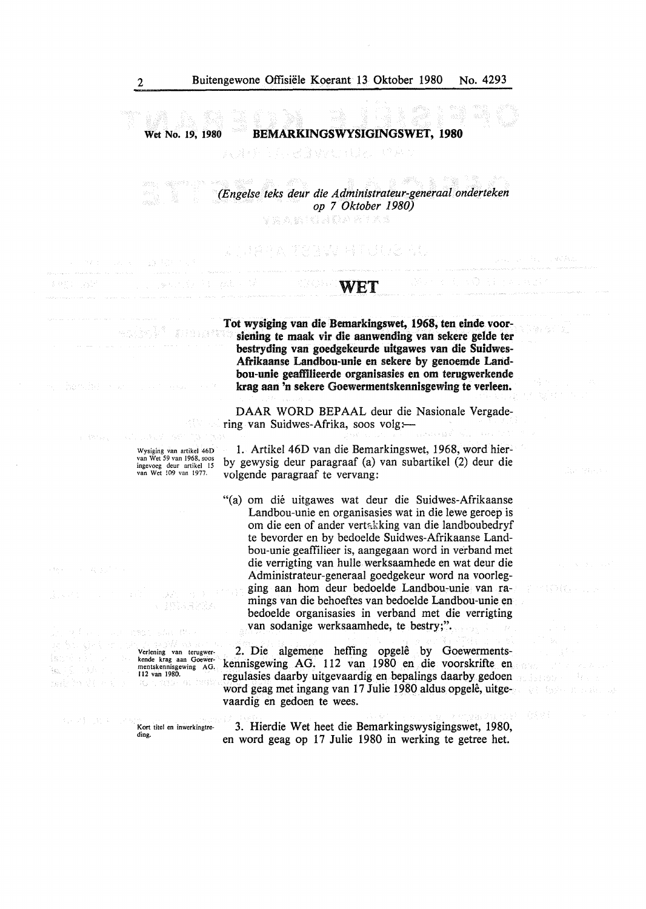Wet No. 19, 1980 **BEMARKINGSWYSIGINGSWET, 1980**

*(Engelse teks deur die Administrateur-generaal onderteken op 7 Oktober 1980)*

# WET

**Tot wysiging van die Bemarkingswet, 1968, ten einde voorsiening te maak vir die aanwending van sekere gelde ter bestryding van goedgekeurde uitgawes van die Suidwes-Afrikaanse Landbou-unie en sekere by genoemde Landbou-unie geaffilieerde organisasies en om terugwerkende krag aan 'n sekere Goewermentskennisgewing te verleen.**

DAAR WORD BEPAAL deur die Nasionale Vergadering van Suidwes-Afrika, soos volg:—

Wysiging van artikel 46D van Wet 59 van 1968, soos ingevoeg deur artikel 15 van Wet 109 van 1977.

1. Artikel 46D van die Bemarkingswet, 1968, word hierby gewysig deur paragraaf (a) van subartikel (2) deur die volgende paragraaf te vervang:

"(a) om dié uitgawes wat deur die Suidwes-Afrikaanse Landbou-unie en organisasies wat in die lewe geroep is om die een of ander vertakking van die landboubedryf te bevorder en by bedoelde Suidwes-Afrikaanse Landbou-unie geaffilieer is, aangegaan word in verband met die verrigting van hulle werksaamhede en wat deur die Administrateur-generaal goedgekeur word na voorlegging aan hom deur bedoelde Landbou-unie van ramings van die behoeftes van bedoelde Landbou-unie en bedoelde organisasies in verband met die verrigting van sodanige werksaamhede, te bestry;".

Verlening van terugwerkende krag aan Goewermentskennisgewing AG. 112 van 1980.

2. Die algemene heffing opgelê by Goewermentskennisgewing AG. 112 van 1980 en die voorskrifte en regulasies daarby uitgevaardig en bepalings daarby gedoen word geag met ingang van 17 Julie 1980 aldus opgelê, uitgevaardig en gedoen te wees.

Kort titel en inwerkingtreding.

3. Hierdie Wet heet die Bemarkingswysigingswet, 1980, en word geag op 17 Julie 1980 in werking te getree het.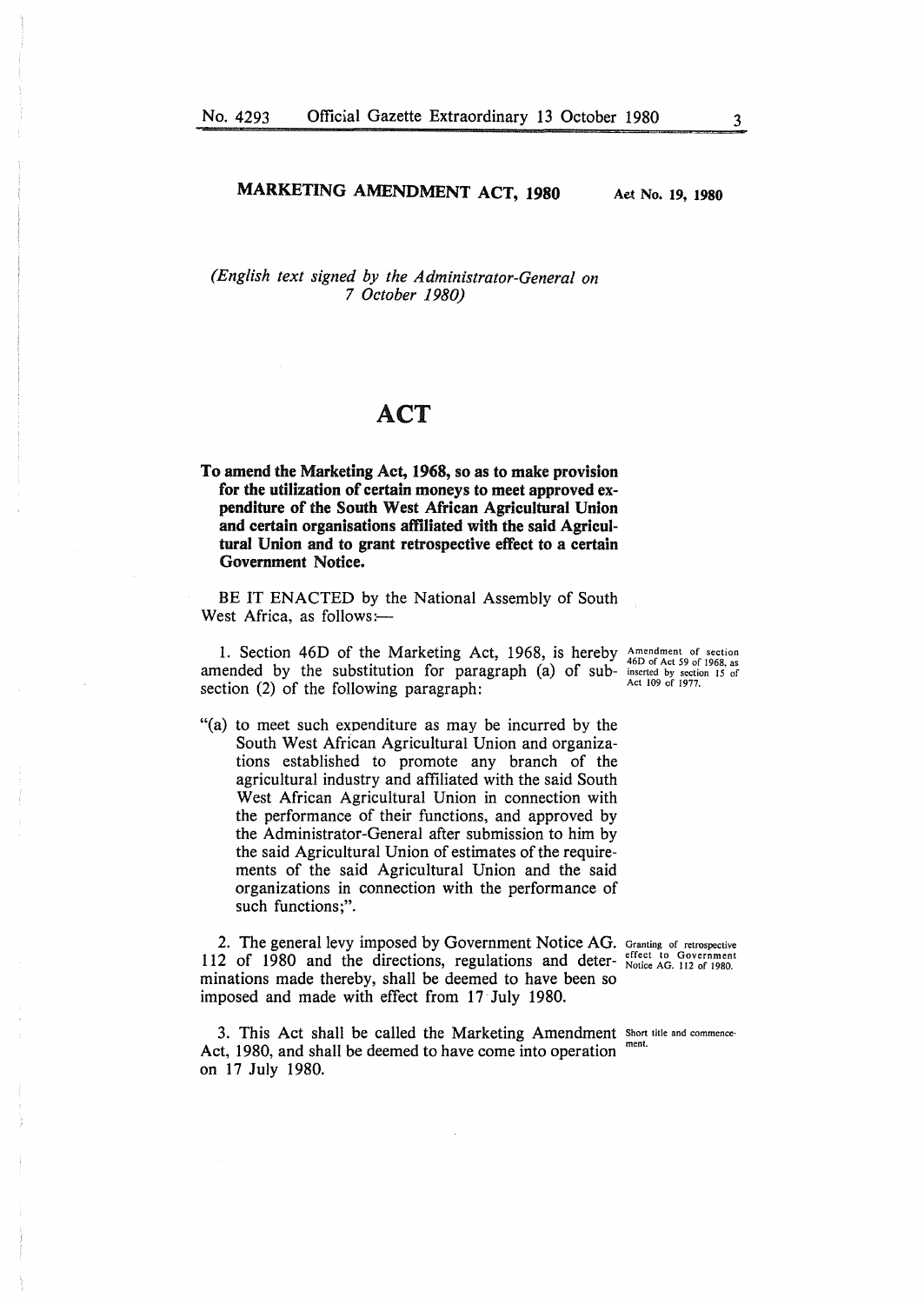## MARKETING AMENDMENT ACT, 1980

Act No. 19, 1980

*(English text signed by the Administrator-General on 7 October 1980)*

# ACT

**To amend the Marketing Act, 1968, so as to make provision for the utilization of certain moneys to meet approved expenditure of the South West African Agricultural Union and certain organisations affiliated with the said Agricultural Union and to grant retrospective effect to a certain Government Notice.**

BE IT ENACTED by the National Assembly of South West Africa, as follows:—

Amendment of section 46D of Act 59 of 1968, as inserted by section 15 of Act 109 of 1977.

1. Section 46D of the Marketing Act, 1968, is hereby amended by the substitution for paragraph (a) of subsection (2) of the following paragraph:

"(a) to meet such expenditure as may be incurred by the South West African Agricultural Union and organizations established to promote any branch of the agricultural industry and affiliated with the said South West African Agricultural Union in connection with the performance of their functions, and approved by the Administrator-General after submission to him by the said Agricultural Union of estimates of the requirements of the said Agricultural Union and the said organizations in connection with the performance of such functions;".

Granting of retrospective effect to Government Notice AG. 112 of 1980.

2. The general levy imposed by Government Notice AG. 112 of 1980 and the directions, regulations and determinations made thereby, shall be deemed to have been so imposed and made with effect from 17 July 1980.

Short title and commencement.

3. This Act shall be called the Marketing Amendment Act, 1980, and shall be deemed to have come into operation on 17 July 1980.